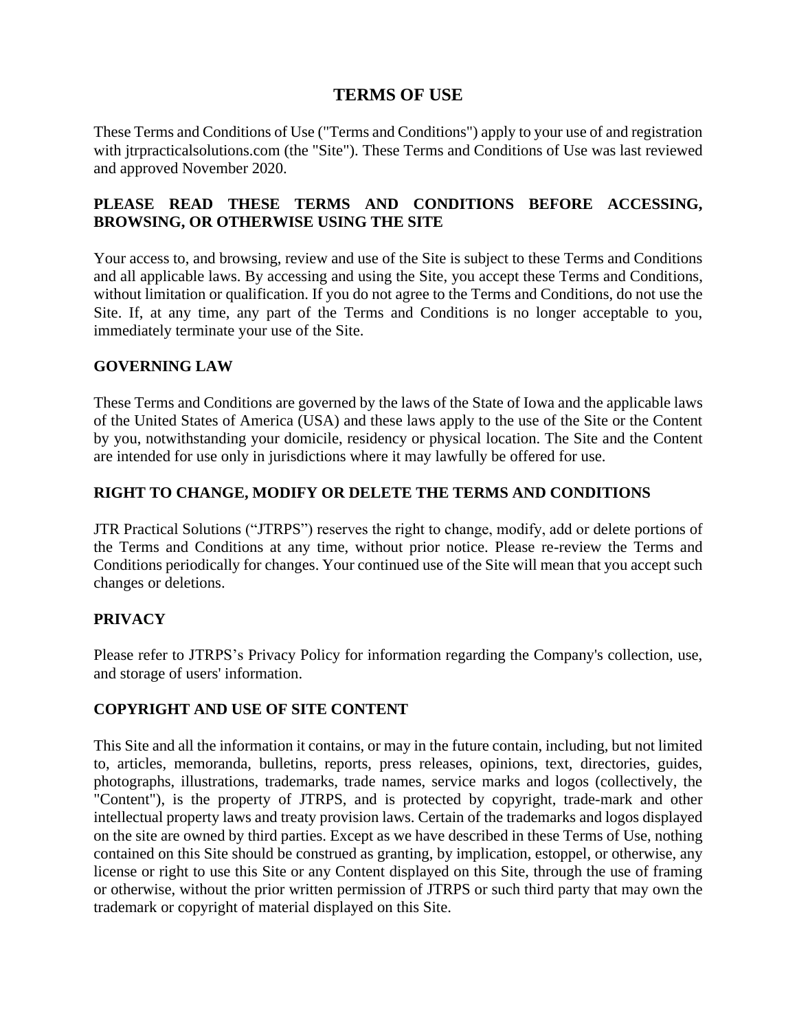# TERMS OF USE

These Terms and Conditions of Use ("Terms and Conditions") apply to your use of and registration with jtrpracticalsolutions.com (the "Site"). These Terms and Conditions of Use was last reviewed and approved November 2020.

## PLEASE READ THESE TERMS AND CONDITIONS BEFORE ACCESSING, BROWSING, OR OTHERWISE USING THE SITE

Your access to, and browsing, review and use of the Site is subject to these Terms and Conditions and all applicable laws. By accessing and using the Site, you accept these Terms and Conditions, without limitation or qualification. If you do not agree to the Terms and Conditions, do not use the Site. If, at any time, any part of the Terms and Conditions is no longer acceptable to you, immediately terminate your use of the Site.

## GOVERNING LAW

These Terms and Conditions are governed by the laws of the State of Iowa and the applicable laws of the United States of America (USA) and these laws apply to the use of the Site or the Content by you, notwithstanding your domicile, residency or physical location. The Site and the Content are intended for use only in jurisdictions where it may lawfully be offered for use.

## RIGHT TO CHANGE, MODIFY OR DELETE THE TERMS AND CONDITIONS

JTR Practical Solutions ("JTRPS") reserves the right to change, modify, add or delete portions of the Terms and Conditions at any time, without prior notice. Please re-review the Terms and Conditions periodically for changes. Your continued use of the Site will mean that you accept such changes or deletions.

## PRIVACY

Please refer to JTRPS's Privacy Policy for information regarding the Company's collection, use, and storage of users' information.

## COPYRIGHT AND USE OF SITE CONTENT

This Site and all the information it contains, or may in the future contain, including, but not limited to, articles, memoranda, bulletins, reports, press releases, opinions, text, directories, guides, photographs, illustrations, trademarks, trade names, service marks and logos (collectively, the "Content"), is the property of JTRPS, and is protected by copyright, trade-mark and other intellectual property laws and treaty provision laws. Certain of the trademarks and logos displayed on the site are owned by third parties. Except as we have described in these Terms of Use, nothing contained on this Site should be construed as granting, by implication, estoppel, or otherwise, any license or right to use this Site or any Content displayed on this Site, through the use of framing or otherwise, without the prior written permission of JTRPS or such third party that may own the trademark or copyright of material displayed on this Site.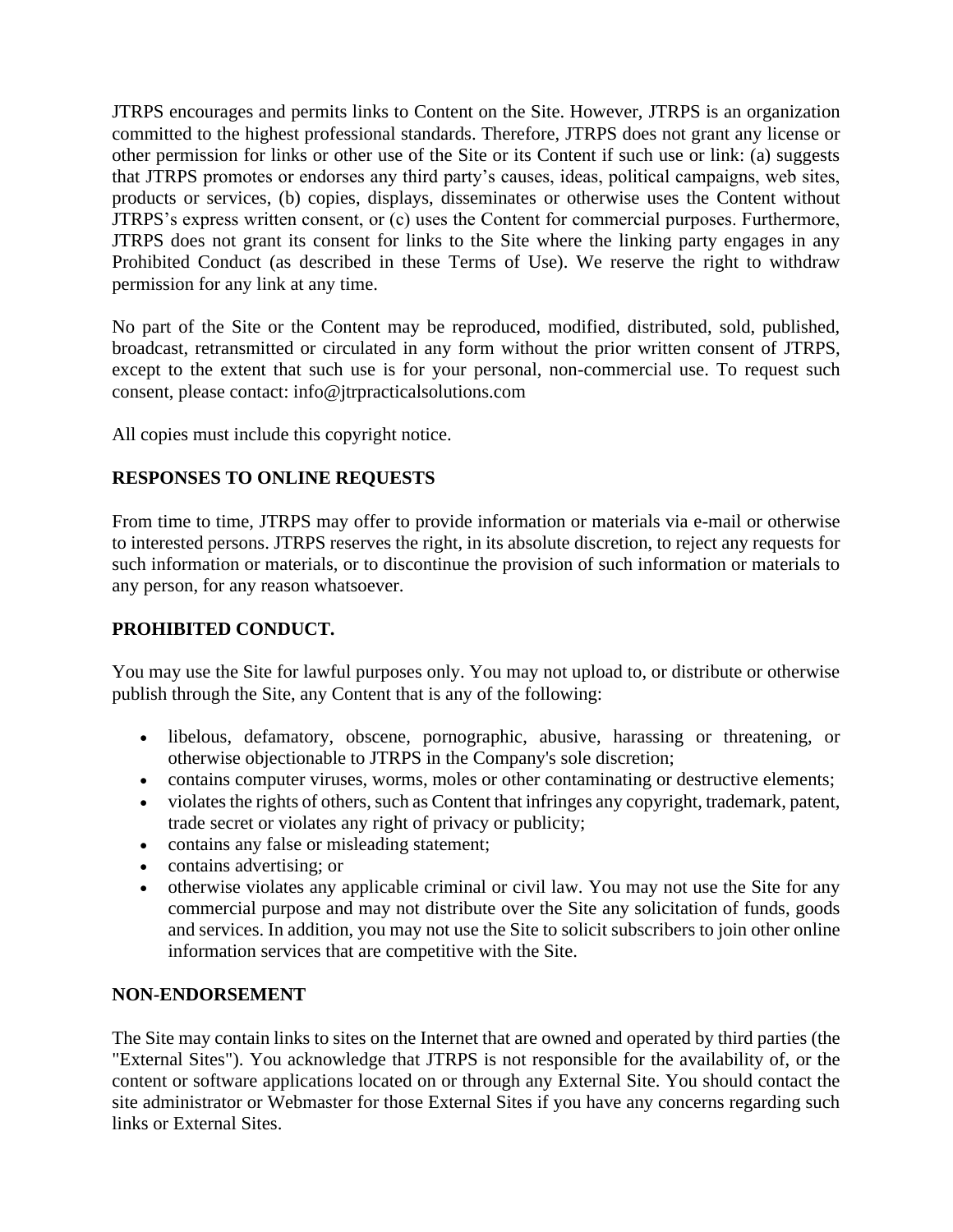JTRPS encourages and permits links to Content on the Site. However, JTRPS is an organization committed to the highest professional standards. Therefore, JTRPS does not grant any license or other permission for links or other use of the Site or its Content if such use or link: (a) suggests that JTRPS promotes or endorses any third party's causes, ideas, political campaigns, web sites, products or services, (b) copies, displays, disseminates or otherwise uses the Content without JTRPS's express written consent, or (c) uses the Content for commercial purposes. Furthermore, JTRPS does not grant its consent for links to the Site where the linking party engages in any Prohibited Conduct (as described in these Terms of Use). We reserve the right to withdraw permission for any link at any time.

No part of the Site or the Content may be reproduced, modified, distributed, sold, published, broadcast, retransmitted or circulated in any form without the prior written consent of JTRPS, except to the extent that such use is for your personal, non-commercial use. To request such consent, please contact: info@jtrpracticalsolutions.com

All copies must include this copyright notice.

**RESPONSES TO ONLINE REQUESTS**

From time to time, JTRPS may offer to provide information or materials via e-mail or otherwise to interested persons. JTRPS reserves the right, in its absolute discretion, to reject any requests for such information or materials, or to discontinue the provision of such information or materials to any person, for any reason whatsoever.

**PROHIBITED CONDUCT.**

You may use the Site for lawful purposes only. You may not upload to, or distribute or otherwise publish through the Site, any Content that is any of the following:

- libelous, defamatory, obscene, pornographic, abusive, harassing or threatening, or otherwise objectionable to JTRPS in the Company's sole discretion;
- contains computer viruses, worms, moles or other contaminating or destructive elements;
- violates the rights of others, such as Content that infringes any copyright, trademark, patent, trade secret or violates any right of privacy or publicity;
- contains any false or misleading statement;
- contains advertising; or
- otherwise violates any applicable criminal or civil law. You may not use the Site for any commercial purpose and may not distribute over the Site any solicitation of funds, goods and services. In addition, you may not use the Site to solicit subscribers to join other online information services that are competitive with the Site.

**NON-ENDORSEMENT**

The Site may contain links to sites on the Internet that are owned and operated by third parties (the "External Sites"). You acknowledge that JTRPS is not responsible for the availability of, or the content or software applications located on or through any External Site. You should contact the site administrator or Webmaster for those External Sites if you have any concerns regarding such links or External Sites.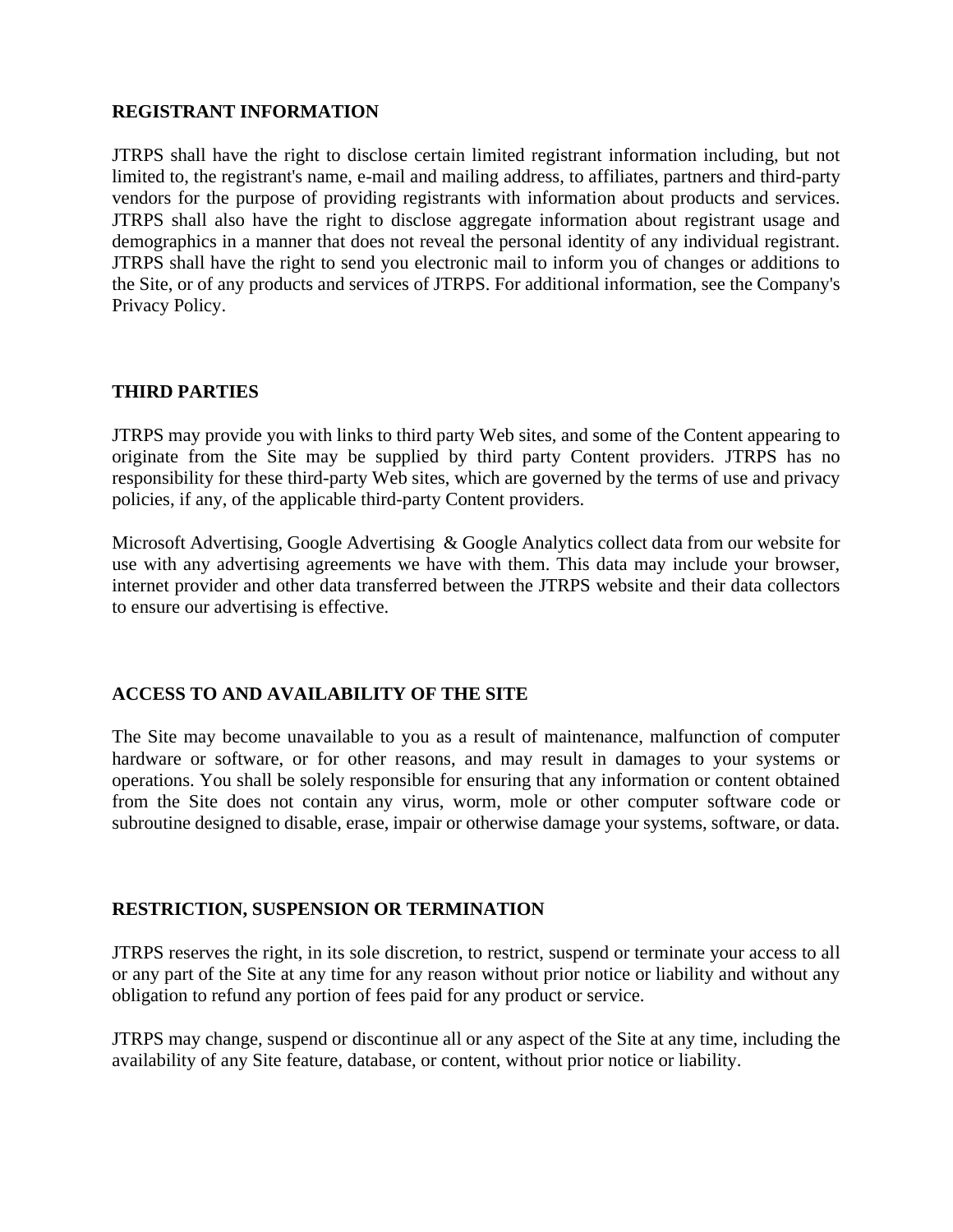## REGISTRANT INFORMATION

JTRPS shall have the right to disclose certain limited registrant information including, but not limited to, the registrant's name, e-mail and mailing address, to affiliates, partners and third-party vendors for the purpose of providing registrants with information about products and services. JTRPS shall also have the right to disclose aggregate information about registrant usage and demographics in a manner that does not reveal the personal identity of any individual registrant. JTRPS shall have the right to send you electronic mail to inform you of changes or additions to the Site, or of any products and services of JTRPS. For additional information, see the Company's Privacy Policy.

## THIRD PARTIES

JTRPS may provide you with links to third party Web sites, and some of the Content appearing to originate from the Site may be supplied by third party Content providers. JTRPS has no responsibility for these third-party Web sites, which are governed by the terms of use and privacy policies, if any, of the applicable third-party Content providers.

Microsoft Advertising, Google Advertising & Google Analytics collect data from our website for use with any advertising agreements we have with them. This data may include your browser, internet provider and other data transferred between the JTRPS website and their data collectors to ensure our advertising is effective.

## ACCESS TO AND AVAILABILITY OF THE SITE

The Site may become unavailable to you as a result of maintenance, malfunction of computer hardware or software, or for other reasons, and may result in damages to your systems or operations. You shall be solely responsible for ensuring that any information or content obtained from the Site does not contain any virus, worm, mole or other computer software code or subroutine designed to disable, erase, impair or otherwise damage your systems, software, or data.

## RESTRICTION, SUSPENSION OR TERMINATION

JTRPS reserves the right, in its sole discretion, to restrict, suspend or terminate your access to all or any part of the Site at any time for any reason without prior notice or liability and without any obligation to refund any portion of fees paid for any product or service.

JTRPS may change, suspend or discontinue all or any aspect of the Site at any time, including the availability of any Site feature, database, or content, without prior notice or liability.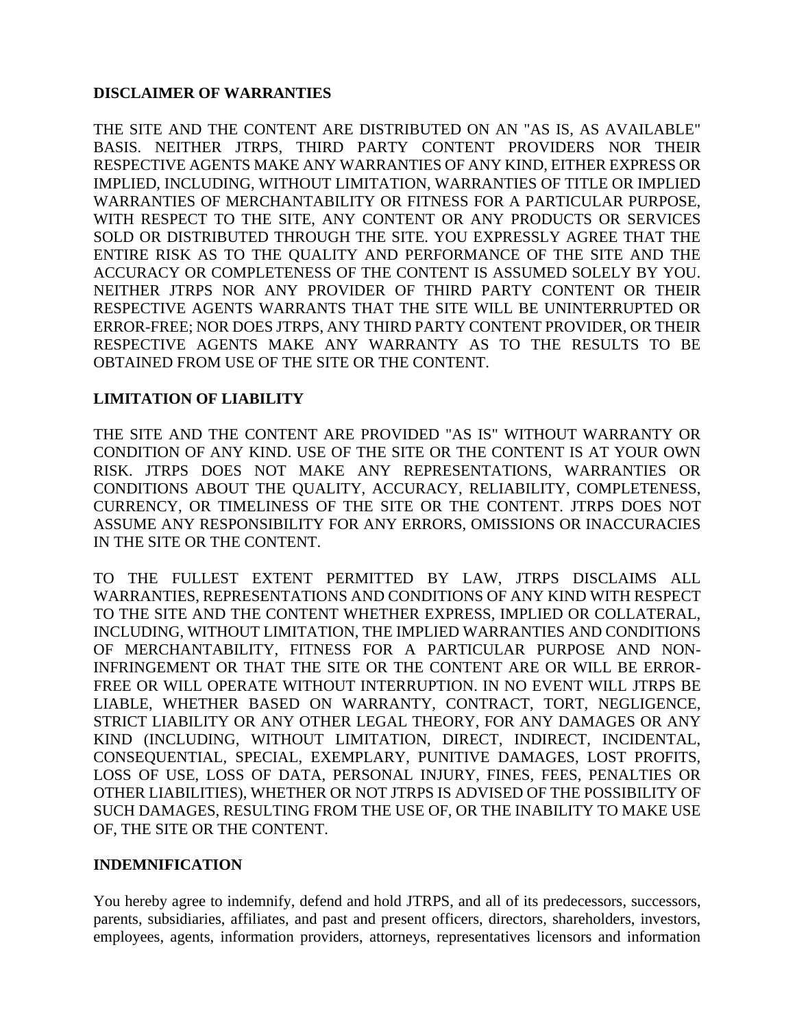**DISCLAIMER OF WARRANTIES**

THE SITE AND THE CONTENT ARE DISTRIBUTED ON AN "AS IS, AS AVAILABLE" BASIS. NEITHER JTRPS, THIRD PARTY CONTENT PROVIDERS NOR THEIR RESPECTIVE AGENTS MAKE ANY WARRANTIES OF ANY KIND, EITHER EXPRESS OR IMPLIED, INCLUDING, WITHOUT LIMITATION, WARRANTIES OF TITLE OR IMPLIED WARRANTIES OF MERCHANTABILITY OR FITNESS FOR A PARTICULAR PURPOSE, WITH RESPECT TO THE SITE, ANY CONTENT OR ANY PRODUCTS OR SERVICES SOLD OR DISTRIBUTED THROUGH THE SITE. YOU EXPRESSLY AGREE THAT THE ENTIRE RISK AS TO THE QUALITY AND PERFORMANCE OF THE SITE AND THE ACCURACY OR COMPLETENESS OF THE CONTENT IS ASSUMED SOLELY BY YOU. NEITHER JTRPS NOR ANY PROVIDER OF THIRD PARTY CONTENT OR THEIR RESPECTIVE AGENTS WARRANTS THAT THE SITE WILL BE UNINTERRUPTED OR ERROR-FREE; NOR DOES JTRPS, ANY THIRD PARTY CONTENT PROVIDER, OR THEIR RESPECTIVE AGENTS MAKE ANY WARRANTY AS TO THE RESULTS TO BE OBTAINED FROM USE OF THE SITE OR THE CONTENT.

**LIMITATION OF LIABILITY**

THE SITE AND THE CONTENT ARE PROVIDED "AS IS" WITHOUT WARRANTY OR CONDITION OF ANY KIND. USE OF THE SITE OR THE CONTENT IS AT YOUR OWN RISK. JTRPS DOES NOT MAKE ANY REPRESENTATIONS, WARRANTIES OR CONDITIONS ABOUT THE QUALITY, ACCURACY, RELIABILITY, COMPLETENESS, CURRENCY, OR TIMELINESS OF THE SITE OR THE CONTENT. JTRPS DOES NOT ASSUME ANY RESPONSIBILITY FOR ANY ERRORS, OMISSIONS OR INACCURACIES IN THE SITE OR THE CONTENT.

TO THE FULLEST EXTENT PERMITTED BY LAW, JTRPS DISCLAIMS ALL WARRANTIES, REPRESENTATIONS AND CONDITIONS OF ANY KIND WITH RESPECT TO THE SITE AND THE CONTENT WHETHER EXPRESS, IMPLIED OR COLLATERAL, INCLUDING, WITHOUT LIMITATION, THE IMPLIED WARRANTIES AND CONDITIONS OF MERCHANTABILITY, FITNESS FOR A PARTICULAR PURPOSE AND NON-INFRINGEMENT OR THAT THE SITE OR THE CONTENT ARE OR WILL BE ERROR-FREE OR WILL OPERATE WITHOUT INTERRUPTION. IN NO EVENT WILL JTRPS BE LIABLE, WHETHER BASED ON WARRANTY, CONTRACT, TORT, NEGLIGENCE, STRICT LIABILITY OR ANY OTHER LEGAL THEORY, FOR ANY DAMAGES OR ANY KIND (INCLUDING, WITHOUT LIMITATION, DIRECT, INDIRECT, INCIDENTAL, CONSEQUENTIAL, SPECIAL, EXEMPLARY, PUNITIVE DAMAGES, LOST PROFITS, LOSS OF USE, LOSS OF DATA, PERSONAL INJURY, FINES, FEES, PENALTIES OR OTHER LIABILITIES), WHETHER OR NOT JTRPS IS ADVISED OF THE POSSIBILITY OF SUCH DAMAGES, RESULTING FROM THE USE OF, OR THE INABILITY TO MAKE USE OF, THE SITE OR THE CONTENT.

**INDEMNIFICATION**

You hereby agree to indemnify, defend and hold JTRPS, and all of its predecessors, successors, parents, subsidiaries, affiliates, and past and present officers, directors, shareholders, investors, employees, agents, information providers, attorneys, representatives licensors and information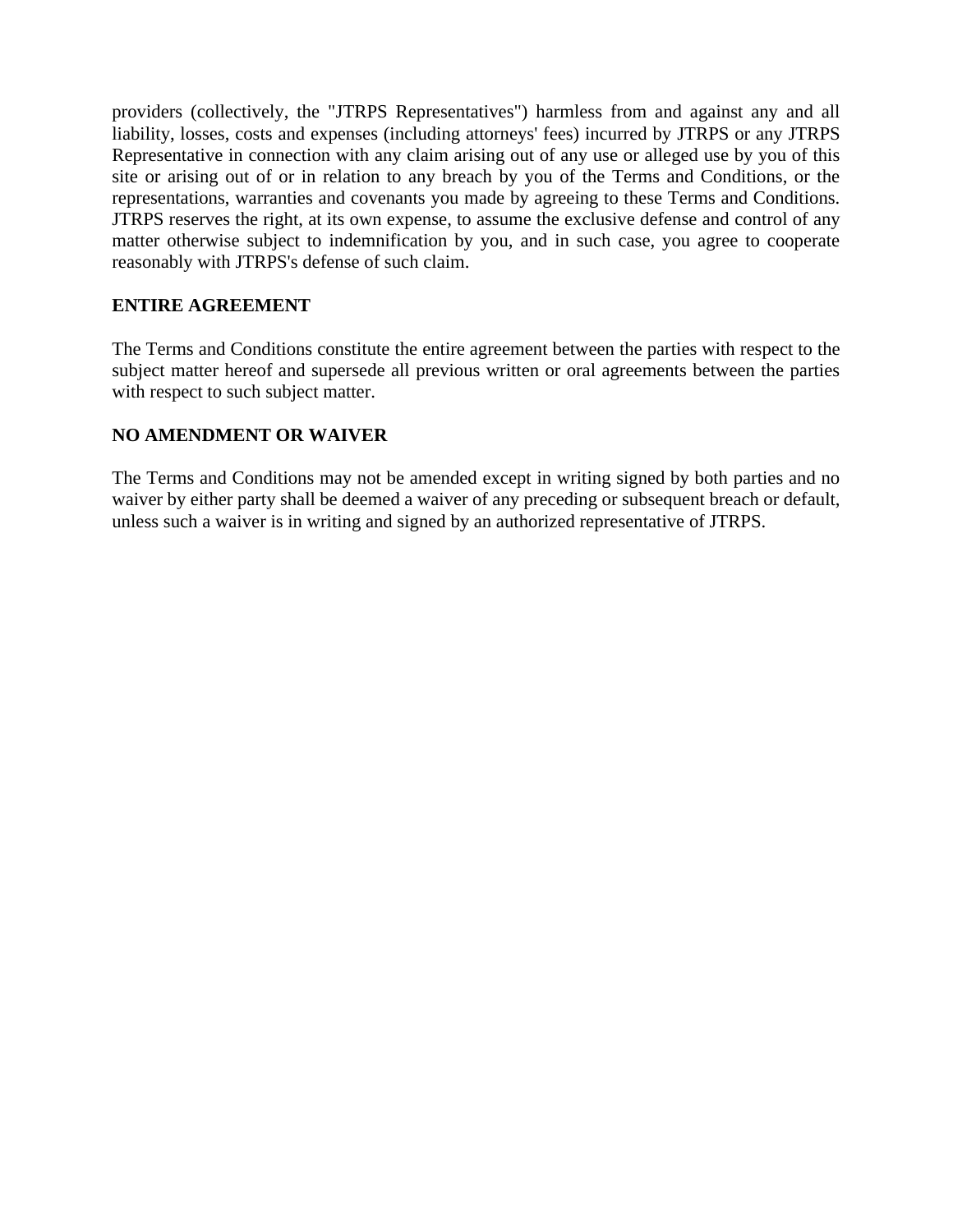providers (collectively, the "JTRPS Representatives") harmless from and against any and all liability, losses, costs and expenses (including attorneys' fees) incurred by JTRPS or any JTRPS Representative in connection with any claim arising out of any use or alleged use by you of this site or arising out of or in relation to any breach by you of the Terms and Conditions, or the representations, warranties and covenants you made by agreeing to these Terms and Conditions. JTRPS reserves the right, at its own expense, to assume the exclusive defense and control of any matter otherwise subject to indemnification by you, and in such case, you agree to cooperate reasonably with JTRPS's defense of such claim.

**ENTIRE AGREEMENT**

The Terms and Conditions constitute the entire agreement between the parties with respect to the subject matter hereof and supersede all previous written or oral agreements between the parties with respect to such subject matter.

**NO AMENDMENT OR WAIVER**

The Terms and Conditions may not be amended except in writing signed by both parties and no waiver by either party shall be deemed a waiver of any preceding or subsequent breach or default, unless such a waiver is in writing and signed by an authorized representative of JTRPS.